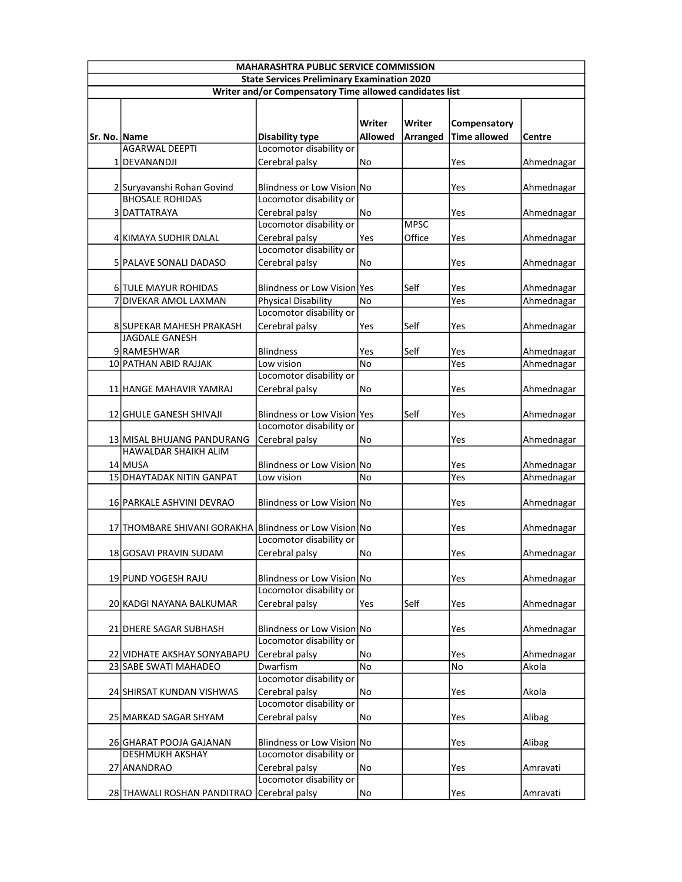| MAHARASHTRA PUBLIC SERVICE COMMISSION | | | | | | |
|---|---|---|---|---|---|---|
| State Services Preliminary Examination 2020 | | | | | | |
| Writer and/or Compensatory Time allowed candidates list | | | | | | |
| Sr. No. | Name | Disability type | Writer Allowed | Writer Arranged | Compensatory Time allowed | Centre |
| 1 | AGARWAL DEEPTI DEVANANDJI | Locomotor disability or Cerebral palsy | No | | Yes | Ahmednagar |
| 2 | Suryavanshi Rohan Govind | Blindness or Low Vision | No | | Yes | Ahmednagar |
| 3 | BHOSALE ROHIDAS DATTATRAYA | Locomotor disability or Cerebral palsy | No | | Yes | Ahmednagar |
| 4 | KIMAYA SUDHIR DALAL | Locomotor disability or Cerebral palsy | Yes | MPSC Office | Yes | Ahmednagar |
| 5 | PALAVE SONALI DADASO | Locomotor disability or Cerebral palsy | No | | Yes | Ahmednagar |
| 6 | TULE MAYUR ROHIDAS | Blindness or Low Vision | Yes | Self | Yes | Ahmednagar |
| 7 | DIVEKAR AMOL LAXMAN | Physical Disability | No | | Yes | Ahmednagar |
| 8 | SUPEKAR MAHESH PRAKASH | Locomotor disability or Cerebral palsy | Yes | Self | Yes | Ahmednagar |
| 9 | JAGDALE GANESH RAMESHWAR | Blindness | Yes | Self | Yes | Ahmednagar |
| 10 | PATHAN ABID RAJJAK | Low vision | No | | Yes | Ahmednagar |
| 11 | HANGE MAHAVIR YAMRAJ | Locomotor disability or Cerebral palsy | No | | Yes | Ahmednagar |
| 12 | GHULE GANESH SHIVAJI | Blindness or Low Vision | Yes | Self | Yes | Ahmednagar |
| 13 | MISAL BHUJANG PANDURANG | Locomotor disability or Cerebral palsy | No | | Yes | Ahmednagar |
| 14 | HAWALDAR SHAIKH ALIM MUSA | Blindness or Low Vision | No | | Yes | Ahmednagar |
| 15 | DHAYTADAK NITIN GANPAT | Low vision | No | | Yes | Ahmednagar |
| 16 | PARKALE ASHVINI DEVRAO | Blindness or Low Vision | No | | Yes | Ahmednagar |
| 17 | THOMBARE SHIVANI GORAKHA | Blindness or Low Vision | No | | Yes | Ahmednagar |
| 18 | GOSAVI PRAVIN SUDAM | Locomotor disability or Cerebral palsy | No | | Yes | Ahmednagar |
| 19 | PUND YOGESH RAJU | Blindness or Low Vision | No | | Yes | Ahmednagar |
| 20 | KADGI NAYANA BALKUMAR | Locomotor disability or Cerebral palsy | Yes | Self | Yes | Ahmednagar |
| 21 | DHERE SAGAR SUBHASH | Blindness or Low Vision | No | | Yes | Ahmednagar |
| 22 | VIDHATE AKSHAY SONYABAPU | Locomotor disability or Cerebral palsy | No | | Yes | Ahmednagar |
| 23 | SABE SWATI MAHADEO | Dwarfism | No | | No | Akola |
| 24 | SHIRSAT KUNDAN VISHWAS | Locomotor disability or Cerebral palsy | No | | Yes | Akola |
| 25 | MARKAD SAGAR SHYAM | Locomotor disability or Cerebral palsy | No | | Yes | Alibag |
| 26 | GHARAT POOJA GAJANAN | Blindness or Low Vision | No | | Yes | Alibag |
| 27 | DESHMUKH AKSHAY ANANDRAO | Locomotor disability or Cerebral palsy | No | | Yes | Amravati |
| 28 | THAWALI ROSHAN PANDITRAO | Locomotor disability or Cerebral palsy | No | | Yes | Amravati |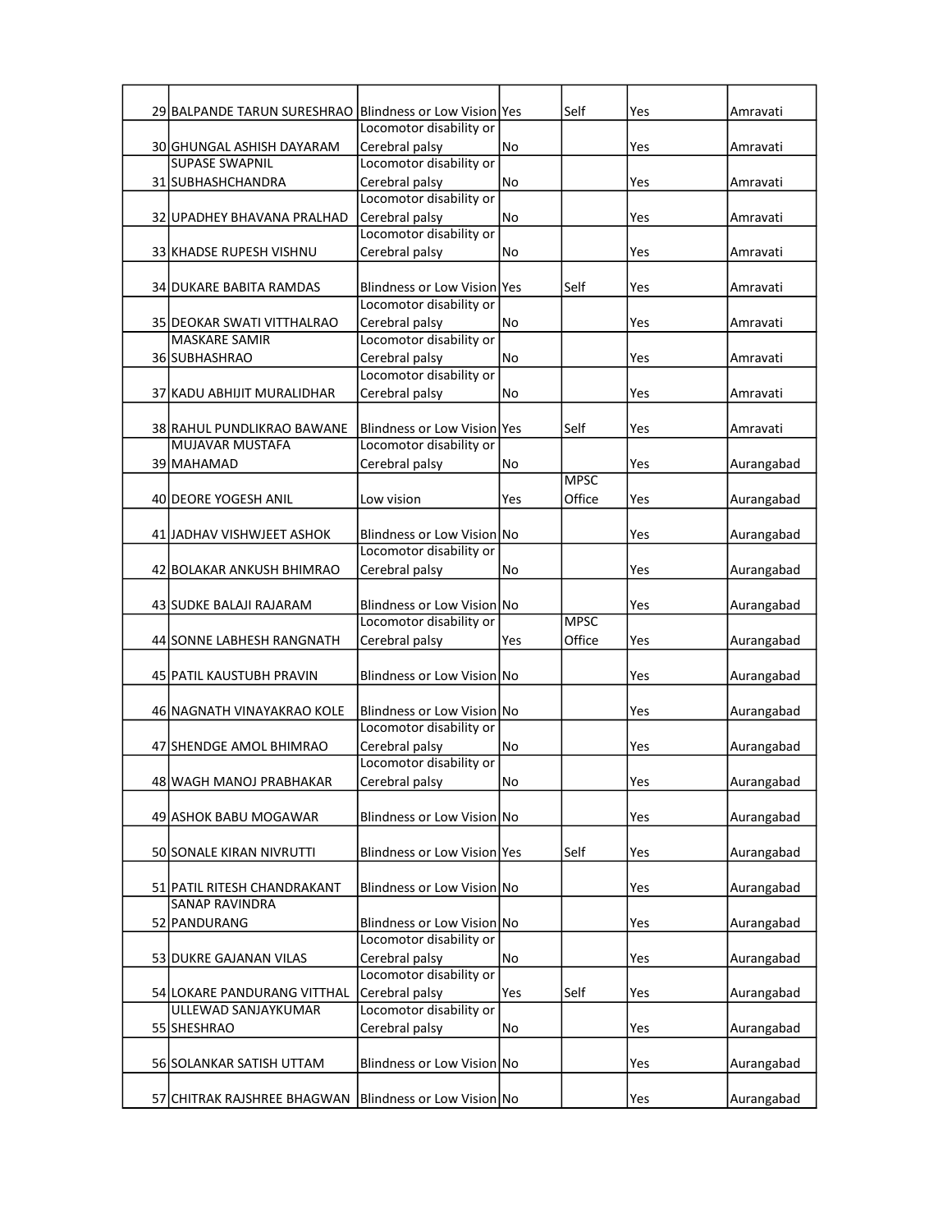| | | | | | | |
|---|---|---|---|---|---|---|
| 29 | BALPANDE TARUN SURESHRAO | Blindness or Low Vision | Yes | Self | Yes | Amravati |
| 30 | GHUNGAL ASHISH DAYARAM | Locomotor disability or Cerebral palsy | No | | Yes | Amravati |
| 31 | SUPASE SWAPNIL SUBHASHCHANDRA | Locomotor disability or Cerebral palsy | No | | Yes | Amravati |
| 32 | UPADHEY BHAVANA PRALHAD | Locomotor disability or Cerebral palsy | No | | Yes | Amravati |
| 33 | KHADSE RUPESH VISHNU | Locomotor disability or Cerebral palsy | No | | Yes | Amravati |
| 34 | DUKARE BABITA RAMDAS | Blindness or Low Vision | Yes | Self | Yes | Amravati |
| 35 | DEOKAR SWATI VITTHALRAO | Locomotor disability or Cerebral palsy | No | | Yes | Amravati |
| 36 | MASKARE SAMIR SUBHASHRAO | Locomotor disability or Cerebral palsy | No | | Yes | Amravati |
| 37 | KADU ABHIJIT MURALIDHAR | Locomotor disability or Cerebral palsy | No | | Yes | Amravati |
| 38 | RAHUL PUNDLIKRAO BAWANE | Blindness or Low Vision | Yes | Self | Yes | Amravati |
| 39 | MUJAVAR MUSTAFA MAHAMAD | Locomotor disability or Cerebral palsy | No | | Yes | Aurangabad |
| 40 | DEORE YOGESH ANIL | Low vision | Yes | MPSC Office | Yes | Aurangabad |
| 41 | JADHAV VISHWJEET ASHOK | Blindness or Low Vision | No | | Yes | Aurangabad |
| 42 | BOLAKAR ANKUSH BHIMRAO | Locomotor disability or Cerebral palsy | No | | Yes | Aurangabad |
| 43 | SUDKE BALAJI RAJARAM | Blindness or Low Vision | No | | Yes | Aurangabad |
| 44 | SONNE LABHESH RANGNATH | Locomotor disability or Cerebral palsy | Yes | MPSC Office | Yes | Aurangabad |
| 45 | PATIL KAUSTUBH PRAVIN | Blindness or Low Vision | No | | Yes | Aurangabad |
| 46 | NAGNATH VINAYAKRAO KOLE | Blindness or Low Vision | No | | Yes | Aurangabad |
| 47 | SHENDGE AMOL BHIMRAO | Locomotor disability or Cerebral palsy | No | | Yes | Aurangabad |
| 48 | WAGH MANOJ PRABHAKAR | Locomotor disability or Cerebral palsy | No | | Yes | Aurangabad |
| 49 | ASHOK BABU MOGAWAR | Blindness or Low Vision | No | | Yes | Aurangabad |
| 50 | SONALE KIRAN NIVRUTTI | Blindness or Low Vision | Yes | Self | Yes | Aurangabad |
| 51 | PATIL RITESH CHANDRAKANT | Blindness or Low Vision | No | | Yes | Aurangabad |
| 52 | SANAP RAVINDRA PANDURANG | Blindness or Low Vision | No | | Yes | Aurangabad |
| 53 | DUKRE GAJANAN VILAS | Locomotor disability or Cerebral palsy | No | | Yes | Aurangabad |
| 54 | LOKARE PANDURANG VITTHAL | Locomotor disability or Cerebral palsy | Yes | Self | Yes | Aurangabad |
| 55 | ULLEWAD SANJAYKUMAR SHESHRAO | Locomotor disability or Cerebral palsy | No | | Yes | Aurangabad |
| 56 | SOLANKAR SATISH UTTAM | Blindness or Low Vision | No | | Yes | Aurangabad |
| 57 | CHITRAK RAJSHREE BHAGWAN | Blindness or Low Vision | No | | Yes | Aurangabad |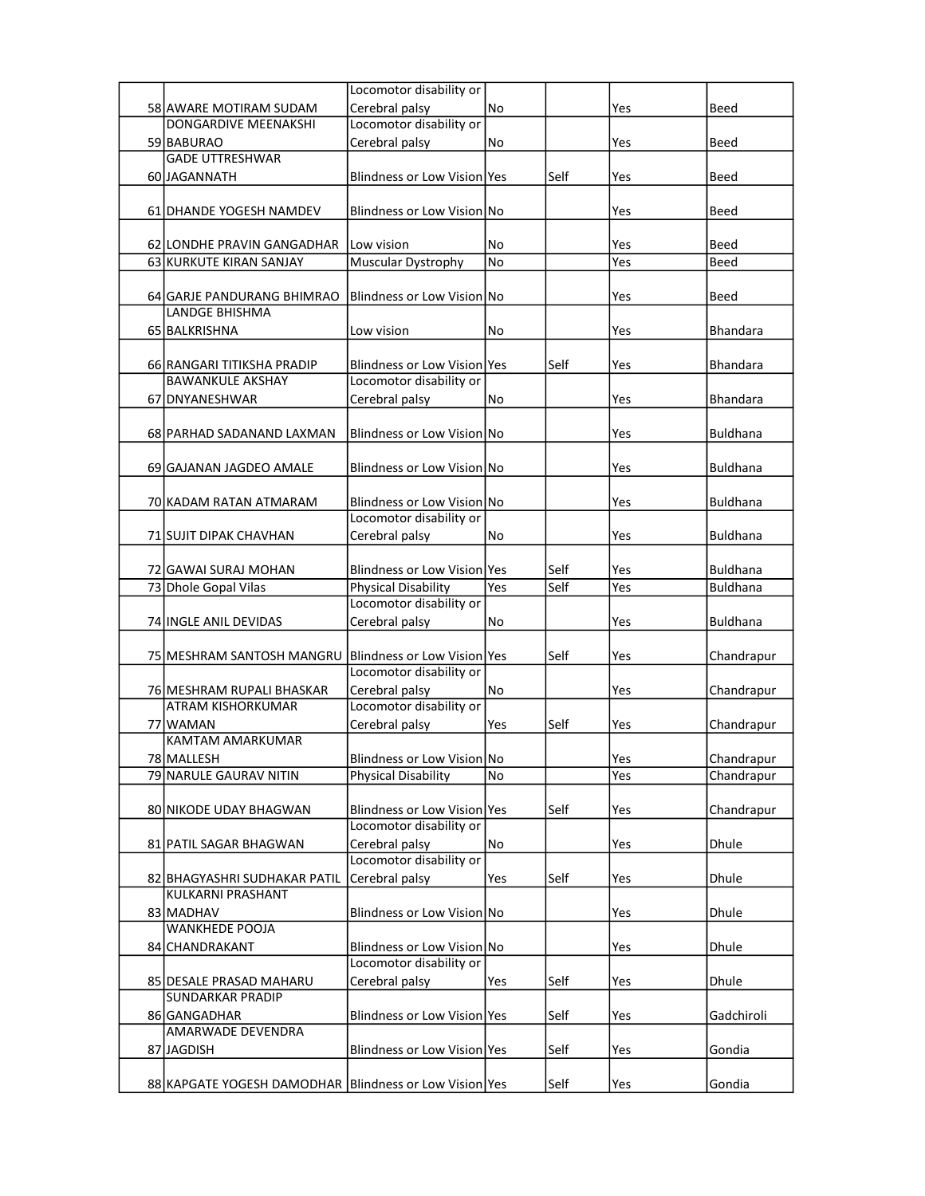| | | | | | | |
|---|---|---|---|---|---|---|
| 58 | AWARE MOTIRAM SUDAM | Locomotor disability or Cerebral palsy | No | | Yes | Beed |
| 59 | DONGARDIVE MEENAKSHI BABURAO | Locomotor disability or Cerebral palsy | No | | Yes | Beed |
| 60 | GADE UTTRESHWAR JAGANNATH | Blindness or Low Vision | Yes | Self | Yes | Beed |
| 61 | DHANDE YOGESH NAMDEV | Blindness or Low Vision | No | | Yes | Beed |
| 62 | LONDHE PRAVIN GANGADHAR | Low vision | No | | Yes | Beed |
| 63 | KURKUTE KIRAN SANJAY | Muscular Dystrophy | No | | Yes | Beed |
| 64 | GARJE PANDURANG BHIMRAO | Blindness or Low Vision | No | | Yes | Beed |
| 65 | LANDGE BHISHMA BALKRISHNA | Low vision | No | | Yes | Bhandara |
| 66 | RANGARI TITIKSHA PRADIP | Blindness or Low Vision | Yes | Self | Yes | Bhandara |
| 67 | BAWANKULE AKSHAY DNYANESHWAR | Locomotor disability or Cerebral palsy | No | | Yes | Bhandara |
| 68 | PARHAD SADANAND LAXMAN | Blindness or Low Vision | No | | Yes | Buldhana |
| 69 | GAJANAN JAGDEO AMALE | Blindness or Low Vision | No | | Yes | Buldhana |
| 70 | KADAM RATAN ATMARAM | Blindness or Low Vision | No | | Yes | Buldhana |
| 71 | SUJIT DIPAK CHAVHAN | Locomotor disability or Cerebral palsy | No | | Yes | Buldhana |
| 72 | GAWAI SURAJ MOHAN | Blindness or Low Vision | Yes | Self | Yes | Buldhana |
| 73 | Dhole Gopal Vilas | Physical Disability | Yes | Self | Yes | Buldhana |
| 74 | INGLE ANIL DEVIDAS | Locomotor disability or Cerebral palsy | No | | Yes | Buldhana |
| 75 | MESHRAM SANTOSH MANGRU | Blindness or Low Vision | Yes | Self | Yes | Chandrapur |
| 76 | MESHRAM RUPALI BHASKAR | Locomotor disability or Cerebral palsy | No | | Yes | Chandrapur |
| 77 | ATRAM KISHORKUMAR WAMAN | Locomotor disability or Cerebral palsy | Yes | Self | Yes | Chandrapur |
| 78 | KAMTAM AMARKUMAR MALLESH | Blindness or Low Vision | No | | Yes | Chandrapur |
| 79 | NARULE GAURAV NITIN | Physical Disability | No | | Yes | Chandrapur |
| 80 | NIKODE UDAY BHAGWAN | Blindness or Low Vision | Yes | Self | Yes | Chandrapur |
| 81 | PATIL SAGAR BHAGWAN | Locomotor disability or Cerebral palsy | No | | Yes | Dhule |
| 82 | BHAGYASHRI SUDHAKAR PATIL | Locomotor disability or Cerebral palsy | Yes | Self | Yes | Dhule |
| 83 | KULKARNI PRASHANT MADHAV | Blindness or Low Vision | No | | Yes | Dhule |
| 84 | WANKHEDE POOJA CHANDRAKANT | Blindness or Low Vision | No | | Yes | Dhule |
| 85 | DESALE PRASAD MAHARU | Locomotor disability or Cerebral palsy | Yes | Self | Yes | Dhule |
| 86 | SUNDARKAR PRADIP GANGADHAR | Blindness or Low Vision | Yes | Self | Yes | Gadchiroli |
| 87 | AMARWADE DEVENDRA JAGDISH | Blindness or Low Vision | Yes | Self | Yes | Gondia |
| 88 | KAPGATE YOGESH DAMODHAR | Blindness or Low Vision | Yes | Self | Yes | Gondia |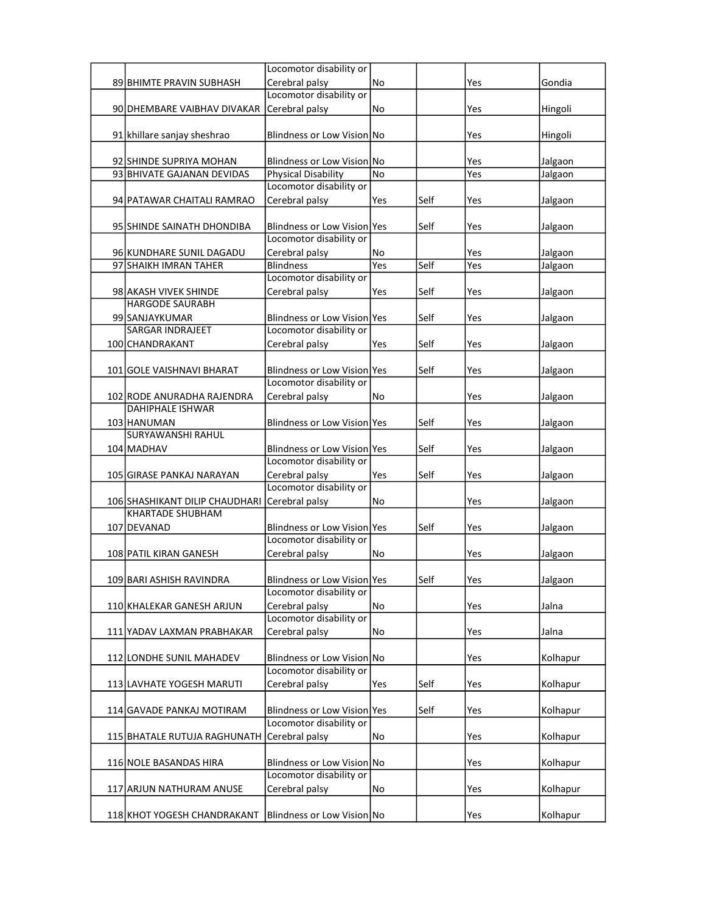| | | | | | | |
|---|---|---|---|---|---|---|
| 89 | BHIMTE PRAVIN SUBHASH | Locomotor disability or Cerebral palsy | No | | Yes | Gondia |
| 90 | DHEMBARE VAIBHAV DIVAKAR | Locomotor disability or Cerebral palsy | No | | Yes | Hingoli |
| 91 | khillare sanjay sheshrao | Blindness or Low Vision | No | | Yes | Hingoli |
| 92 | SHINDE SUPRIYA MOHAN | Blindness or Low Vision | No | | Yes | Jalgaon |
| 93 | BHIVATE GAJANAN DEVIDAS | Physical Disability | No | | Yes | Jalgaon |
| 94 | PATAWAR CHAITALI RAMRAO | Locomotor disability or Cerebral palsy | Yes | Self | Yes | Jalgaon |
| 95 | SHINDE SAINATH DHONDIBA | Blindness or Low Vision | Yes | Self | Yes | Jalgaon |
| 96 | KUNDHARE SUNIL DAGADU | Locomotor disability or Cerebral palsy | No | | Yes | Jalgaon |
| 97 | SHAIKH IMRAN TAHER | Blindness | Yes | Self | Yes | Jalgaon |
| 98 | AKASH VIVEK SHINDE | Locomotor disability or Cerebral palsy | Yes | Self | Yes | Jalgaon |
| 99 | HARGODE SAURABH SANJAYKUMAR | Blindness or Low Vision | Yes | Self | Yes | Jalgaon |
| 100 | SARGAR INDRAJEET CHANDRAKANT | Locomotor disability or Cerebral palsy | Yes | Self | Yes | Jalgaon |
| 101 | GOLE VAISHNAVI BHARAT | Blindness or Low Vision | Yes | Self | Yes | Jalgaon |
| 102 | RODE ANURADHA RAJENDRA | Locomotor disability or Cerebral palsy | No | | Yes | Jalgaon |
| 103 | DAHIPHALE ISHWAR HANUMAN | Blindness or Low Vision | Yes | Self | Yes | Jalgaon |
| 104 | SURYAWANSHI RAHUL MADHAV | Blindness or Low Vision | Yes | Self | Yes | Jalgaon |
| 105 | GIRASE PANKAJ NARAYAN | Locomotor disability or Cerebral palsy | Yes | Self | Yes | Jalgaon |
| 106 | SHASHIKANT DILIP CHAUDHARI | Locomotor disability or Cerebral palsy | No | | Yes | Jalgaon |
| 107 | KHARTADE SHUBHAM DEVANAD | Blindness or Low Vision | Yes | Self | Yes | Jalgaon |
| 108 | PATIL KIRAN GANESH | Locomotor disability or Cerebral palsy | No | | Yes | Jalgaon |
| 109 | BARI ASHISH RAVINDRA | Blindness or Low Vision | Yes | Self | Yes | Jalgaon |
| 110 | KHALEKAR GANESH ARJUN | Locomotor disability or Cerebral palsy | No | | Yes | Jalna |
| 111 | YADAV LAXMAN PRABHAKAR | Locomotor disability or Cerebral palsy | No | | Yes | Jalna |
| 112 | LONDHE SUNIL MAHADEV | Blindness or Low Vision | No | | Yes | Kolhapur |
| 113 | LAVHATE YOGESH MARUTI | Locomotor disability or Cerebral palsy | Yes | Self | Yes | Kolhapur |
| 114 | GAVADE PANKAJ MOTIRAM | Blindness or Low Vision | Yes | Self | Yes | Kolhapur |
| 115 | BHATALE RUTUJA RAGHUNATH | Locomotor disability or Cerebral palsy | No | | Yes | Kolhapur |
| 116 | NOLE BASANDAS HIRA | Blindness or Low Vision | No | | Yes | Kolhapur |
| 117 | ARJUN NATHURAM ANUSE | Locomotor disability or Cerebral palsy | No | | Yes | Kolhapur |
| 118 | KHOT YOGESH CHANDRAKANT | Blindness or Low Vision | No | | Yes | Kolhapur |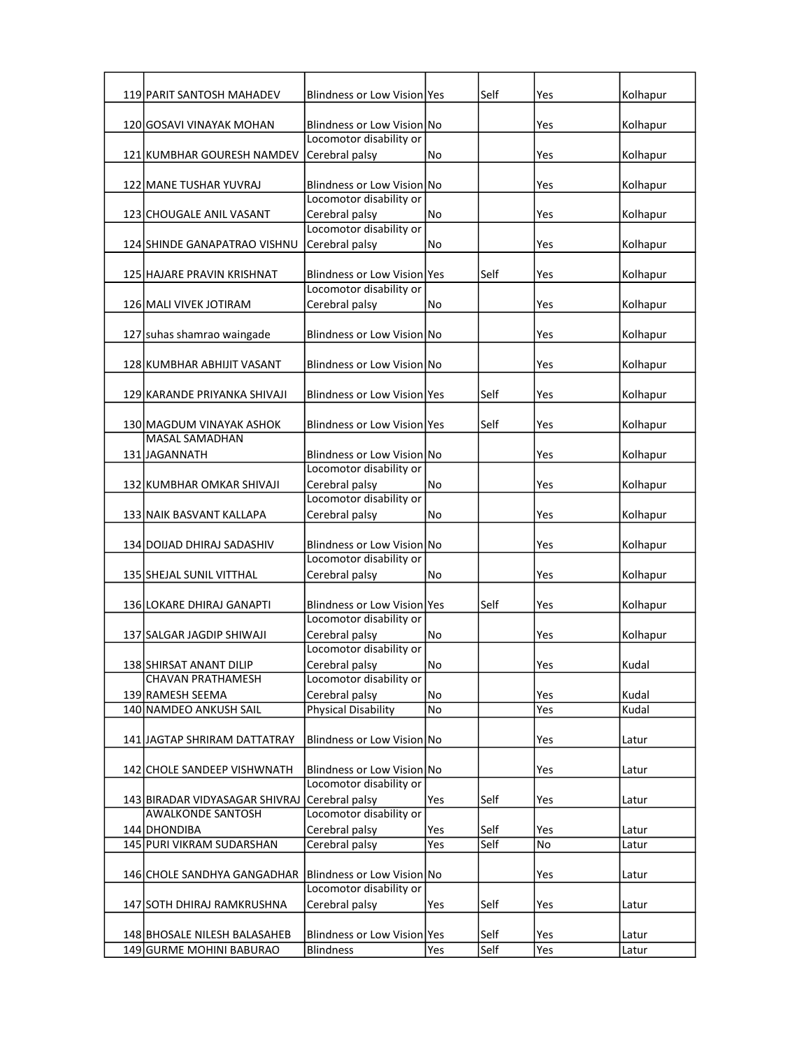| | | | | | | |
|---|---|---|---|---|---|---|
| 119 | PARIT SANTOSH MAHADEV | Blindness or Low Vision | Yes | Self | Yes | Kolhapur |
| 120 | GOSAVI VINAYAK MOHAN | Blindness or Low Vision | No | | Yes | Kolhapur |
| 121 | KUMBHAR GOURESH NAMDEV | Locomotor disability or Cerebral palsy | No | | Yes | Kolhapur |
| 122 | MANE TUSHAR YUVRAJ | Blindness or Low Vision | No | | Yes | Kolhapur |
| 123 | CHOUGALE ANIL VASANT | Locomotor disability or Cerebral palsy | No | | Yes | Kolhapur |
| 124 | SHINDE GANAPATRAO VISHNU | Locomotor disability or Cerebral palsy | No | | Yes | Kolhapur |
| 125 | HAJARE PRAVIN KRISHNAT | Blindness or Low Vision | Yes | Self | Yes | Kolhapur |
| 126 | MALI VIVEK JOTIRAM | Locomotor disability or Cerebral palsy | No | | Yes | Kolhapur |
| 127 | suhas shamrao waingade | Blindness or Low Vision | No | | Yes | Kolhapur |
| 128 | KUMBHAR ABHIJIT VASANT | Blindness or Low Vision | No | | Yes | Kolhapur |
| 129 | KARANDE PRIYANKA SHIVAJI | Blindness or Low Vision | Yes | Self | Yes | Kolhapur |
| 130 | MAGDUM VINAYAK ASHOK | Blindness or Low Vision | Yes | Self | Yes | Kolhapur |
| 131 | MASAL SAMADHAN JAGANNATH | Blindness or Low Vision | No | | Yes | Kolhapur |
| 132 | KUMBHAR OMKAR SHIVAJI | Locomotor disability or Cerebral palsy | No | | Yes | Kolhapur |
| 133 | NAIK BASVANT KALLAPA | Locomotor disability or Cerebral palsy | No | | Yes | Kolhapur |
| 134 | DOIJAD DHIRAJ SADASHIV | Blindness or Low Vision | No | | Yes | Kolhapur |
| 135 | SHEJAL SUNIL VITTHAL | Locomotor disability or Cerebral palsy | No | | Yes | Kolhapur |
| 136 | LOKARE DHIRAJ GANAPTI | Blindness or Low Vision | Yes | Self | Yes | Kolhapur |
| 137 | SALGAR JAGDIP SHIWAJI | Locomotor disability or Cerebral palsy | No | | Yes | Kolhapur |
| 138 | SHIRSAT ANANT DILIP | Locomotor disability or Cerebral palsy | No | | Yes | Kudal |
| 139 | CHAVAN PRATHAMESH RAMESH SEEMA | Locomotor disability or Cerebral palsy | No | | Yes | Kudal |
| 140 | NAMDEO ANKUSH SAIL | Physical Disability | No | | Yes | Kudal |
| 141 | JAGTAP SHRIRAM DATTATRAY | Blindness or Low Vision | No | | Yes | Latur |
| 142 | CHOLE SANDEEP VISHWNATH | Blindness or Low Vision | No | | Yes | Latur |
| 143 | BIRADAR VIDYASAGAR SHIVRAJ | Locomotor disability or Cerebral palsy | Yes | Self | Yes | Latur |
| 144 | AWALKONDE SANTOSH DHONDIBA | Locomotor disability or Cerebral palsy | Yes | Self | Yes | Latur |
| 145 | PURI VIKRAM SUDARSHAN | Cerebral palsy | Yes | Self | No | Latur |
| 146 | CHOLE SANDHYA GANGADHAR | Blindness or Low Vision | No | | Yes | Latur |
| 147 | SOTH DHIRAJ RAMKRUSHNA | Locomotor disability or Cerebral palsy | Yes | Self | Yes | Latur |
| 148 | BHOSALE NILESH BALASAHEB | Blindness or Low Vision | Yes | Self | Yes | Latur |
| 149 | GURME MOHINI BABURAO | Blindness | Yes | Self | Yes | Latur |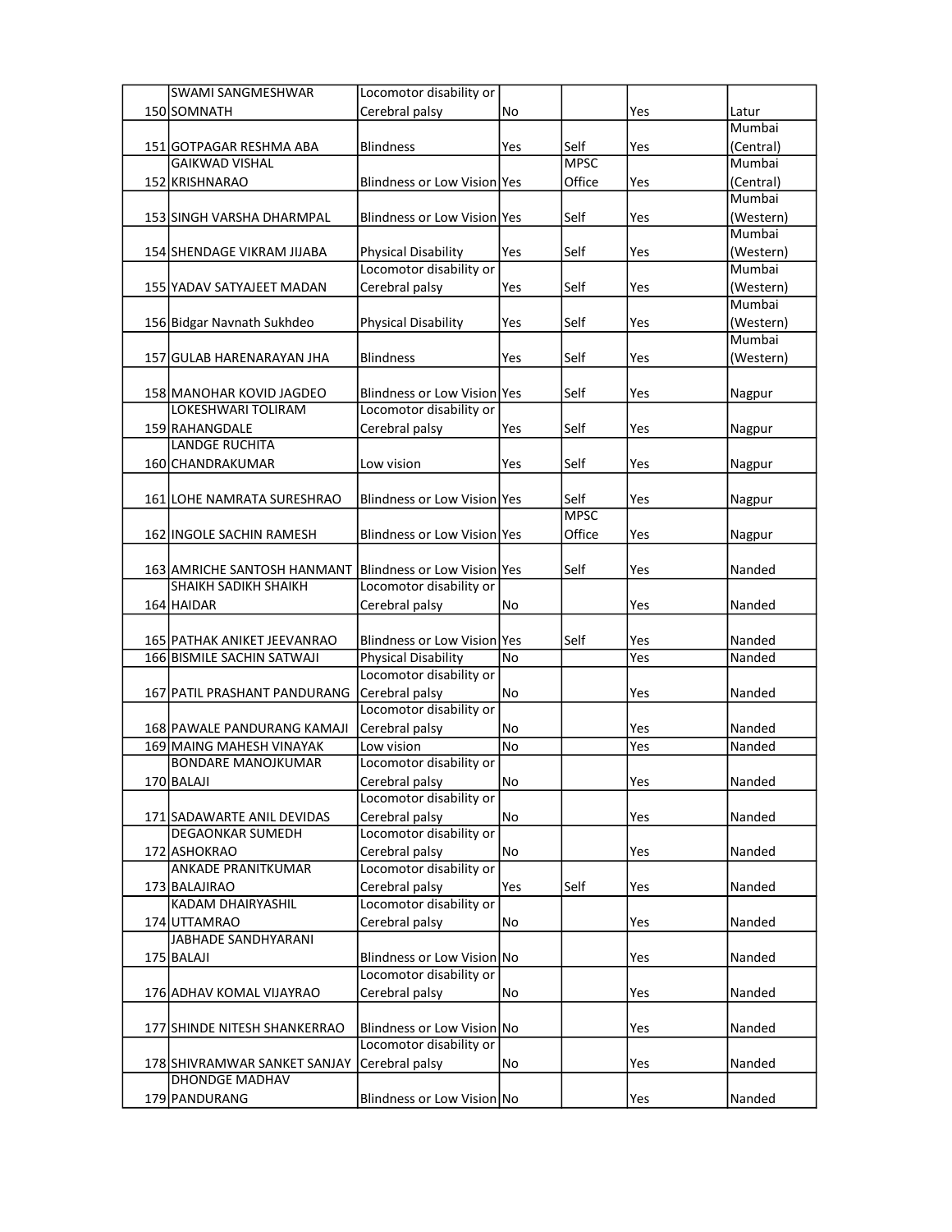| | | | | | | |
|---|---|---|---|---|---|---|
| 150 | SWAMI SANGMESHWAR SOMNATH | Locomotor disability or Cerebral palsy | No | | Yes | Latur |
| 151 | GOTPAGAR RESHMA ABA | Blindness | Yes | Self | Yes | Mumbai (Central) |
| 152 | GAIKWAD VISHAL KRISHNARAO | Blindness or Low Vision | Yes | MPSC Office | Yes | Mumbai (Central) |
| 153 | SINGH VARSHA DHARMPAL | Blindness or Low Vision | Yes | Self | Yes | Mumbai (Western) |
| 154 | SHENDAGE VIKRAM JIJABA | Physical Disability | Yes | Self | Yes | Mumbai (Western) |
| 155 | YADAV SATYAJEET MADAN | Locomotor disability or Cerebral palsy | Yes | Self | Yes | Mumbai (Western) |
| 156 | Bidgar Navnath Sukhdeo | Physical Disability | Yes | Self | Yes | Mumbai (Western) |
| 157 | GULAB HARENARAYAN JHA | Blindness | Yes | Self | Yes | Mumbai (Western) |
| 158 | MANOHAR KOVID JAGDEO | Blindness or Low Vision | Yes | Self | Yes | Nagpur |
| 159 | LOKESHWARI TOLIRAM RAHANGDALE | Locomotor disability or Cerebral palsy | Yes | Self | Yes | Nagpur |
| 160 | LANDGE RUCHITA CHANDRAKUMAR | Low vision | Yes | Self | Yes | Nagpur |
| 161 | LOHE NAMRATA SURESHRAO | Blindness or Low Vision | Yes | Self | Yes | Nagpur |
| 162 | INGOLE SACHIN RAMESH | Blindness or Low Vision | Yes | MPSC Office | Yes | Nagpur |
| 163 | AMRICHE SANTOSH HANMANT | Blindness or Low Vision | Yes | Self | Yes | Nanded |
| 164 | SHAIKH SADIKH SHAIKH HAIDAR | Locomotor disability or Cerebral palsy | No | | Yes | Nanded |
| 165 | PATHAK ANIKET JEEVANRAO | Blindness or Low Vision | Yes | Self | Yes | Nanded |
| 166 | BISMILE SACHIN SATWAJI | Physical Disability | No | | Yes | Nanded |
| 167 | PATIL PRASHANT PANDURANG | Locomotor disability or Cerebral palsy | No | | Yes | Nanded |
| 168 | PAWALE PANDURANG KAMAJI | Locomotor disability or Cerebral palsy | No | | Yes | Nanded |
| 169 | MAING MAHESH VINAYAK | Low vision | No | | Yes | Nanded |
| 170 | BONDARE MANOJKUMAR BALAJI | Locomotor disability or Cerebral palsy | No | | Yes | Nanded |
| 171 | SADAWARTE ANIL DEVIDAS | Locomotor disability or Cerebral palsy | No | | Yes | Nanded |
| 172 | DEGAONKAR SUMEDH ASHOKRAO | Locomotor disability or Cerebral palsy | No | | Yes | Nanded |
| 173 | ANKADE PRANITKUMAR BALAJIRAO | Locomotor disability or Cerebral palsy | Yes | Self | Yes | Nanded |
| 174 | KADAM DHAIRYASHIL UTTAMRAO | Locomotor disability or Cerebral palsy | No | | Yes | Nanded |
| 175 | JABHADE SANDHYARANI BALAJI | Blindness or Low Vision | No | | Yes | Nanded |
| 176 | ADHAV KOMAL VIJAYRAO | Locomotor disability or Cerebral palsy | No | | Yes | Nanded |
| 177 | SHINDE NITESH SHANKERRAO | Blindness or Low Vision | No | | Yes | Nanded |
| 178 | SHIVRAMWAR SANKET SANJAY | Locomotor disability or Cerebral palsy | No | | Yes | Nanded |
| 179 | DHONDGE MADHAV PANDURANG | Blindness or Low Vision | No | | Yes | Nanded |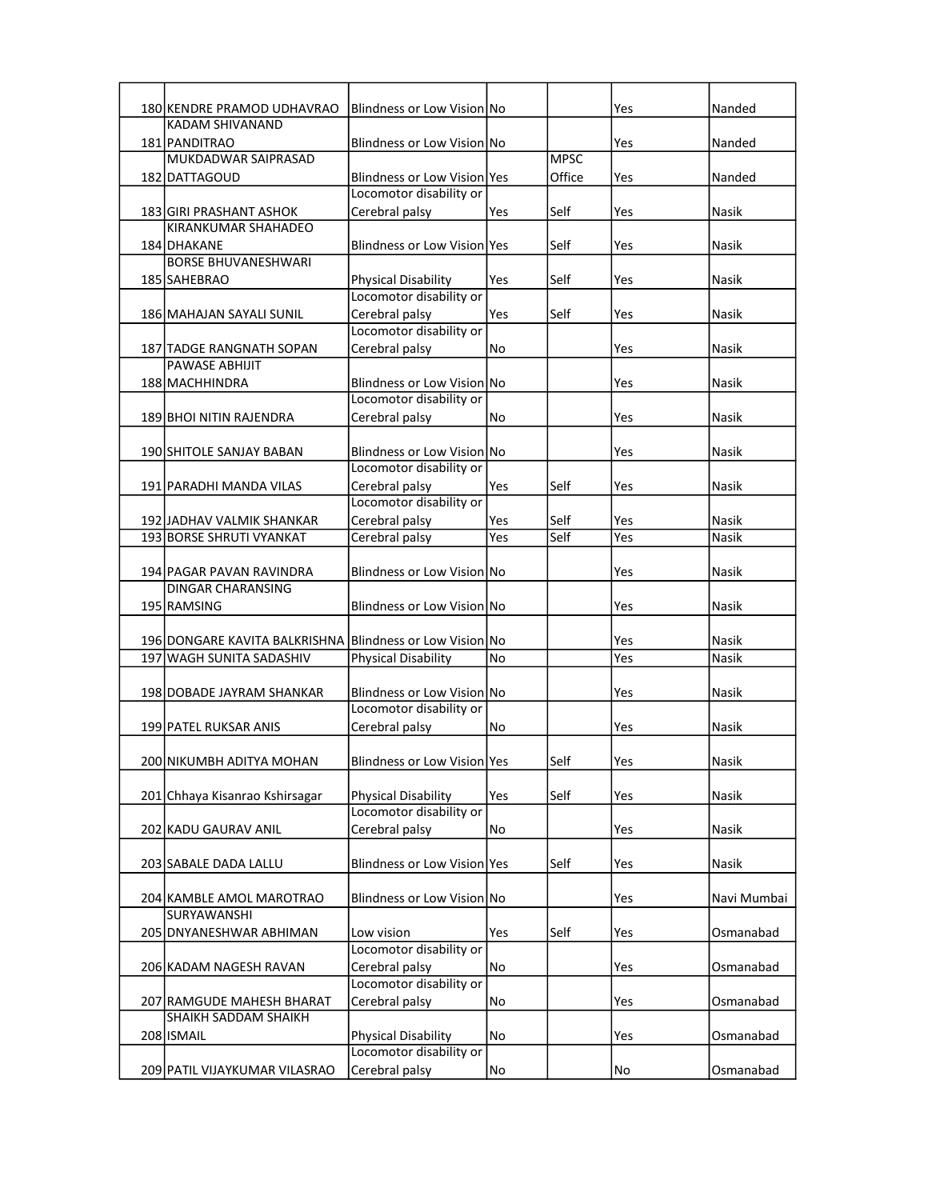| | | | | | | |
|---|---|---|---|---|---|---|
| 180 | KENDRE PRAMOD UDHAVRAO | Blindness or Low Vision | No | | Yes | Nanded |
| 181 | KADAM SHIVANAND PANDITRAO | Blindness or Low Vision | No | | Yes | Nanded |
| 182 | MUKDADWAR SAIPRASAD DATTAGOUD | Blindness or Low Vision | Yes | MPSC Office | Yes | Nanded |
| 183 | GIRI PRASHANT ASHOK | Locomotor disability or Cerebral palsy | Yes | Self | Yes | Nasik |
| 184 | KIRANKUMAR SHAHADEO DHAKANE | Blindness or Low Vision | Yes | Self | Yes | Nasik |
| 185 | BORSE BHUVANESHWARI SAHEBRAO | Physical Disability | Yes | Self | Yes | Nasik |
| 186 | MAHAJAN SAYALI SUNIL | Locomotor disability or Cerebral palsy | Yes | Self | Yes | Nasik |
| 187 | TADGE RANGNATH SOPAN | Locomotor disability or Cerebral palsy | No | | Yes | Nasik |
| 188 | PAWASE ABHIJIT MACHHINDRA | Blindness or Low Vision | No | | Yes | Nasik |
| 189 | BHOI NITIN RAJENDRA | Locomotor disability or Cerebral palsy | No | | Yes | Nasik |
| 190 | SHITOLE SANJAY BABAN | Blindness or Low Vision | No | | Yes | Nasik |
| 191 | PARADHI MANDA VILAS | Locomotor disability or Cerebral palsy | Yes | Self | Yes | Nasik |
| 192 | JADHAV VALMIK SHANKAR | Locomotor disability or Cerebral palsy | Yes | Self | Yes | Nasik |
| 193 | BORSE SHRUTI VYANKAT | Cerebral palsy | Yes | Self | Yes | Nasik |
| 194 | PAGAR PAVAN RAVINDRA | Blindness or Low Vision | No | | Yes | Nasik |
| 195 | DINGAR CHARANSING RAMSING | Blindness or Low Vision | No | | Yes | Nasik |
| 196 | DONGARE KAVITA BALKRISHNA | Blindness or Low Vision | No | | Yes | Nasik |
| 197 | WAGH SUNITA SADASHIV | Physical Disability | No | | Yes | Nasik |
| 198 | DOBADE JAYRAM SHANKAR | Blindness or Low Vision | No | | Yes | Nasik |
| 199 | PATEL RUKSAR ANIS | Locomotor disability or Cerebral palsy | No | | Yes | Nasik |
| 200 | NIKUMBH ADITYA MOHAN | Blindness or Low Vision | Yes | Self | Yes | Nasik |
| 201 | Chhaya Kisanrao Kshirsagar | Physical Disability | Yes | Self | Yes | Nasik |
| 202 | KADU GAURAV ANIL | Locomotor disability or Cerebral palsy | No | | Yes | Nasik |
| 203 | SABALE DADA LALLU | Blindness or Low Vision | Yes | Self | Yes | Nasik |
| 204 | KAMBLE AMOL MAROTRAO | Blindness or Low Vision | No | | Yes | Navi Mumbai |
| 205 | SURYAWANSHI DNYANESHWAR ABHIMAN | Low vision | Yes | Self | Yes | Osmanabad |
| 206 | KADAM NAGESH RAVAN | Locomotor disability or Cerebral palsy | No | | Yes | Osmanabad |
| 207 | RAMGUDE MAHESH BHARAT | Locomotor disability or Cerebral palsy | No | | Yes | Osmanabad |
| 208 | SHAIKH SADDAM SHAIKH ISMAIL | Physical Disability | No | | Yes | Osmanabad |
| 209 | PATIL VIJAYKUMAR VILASRAO | Locomotor disability or Cerebral palsy | No | | No | Osmanabad |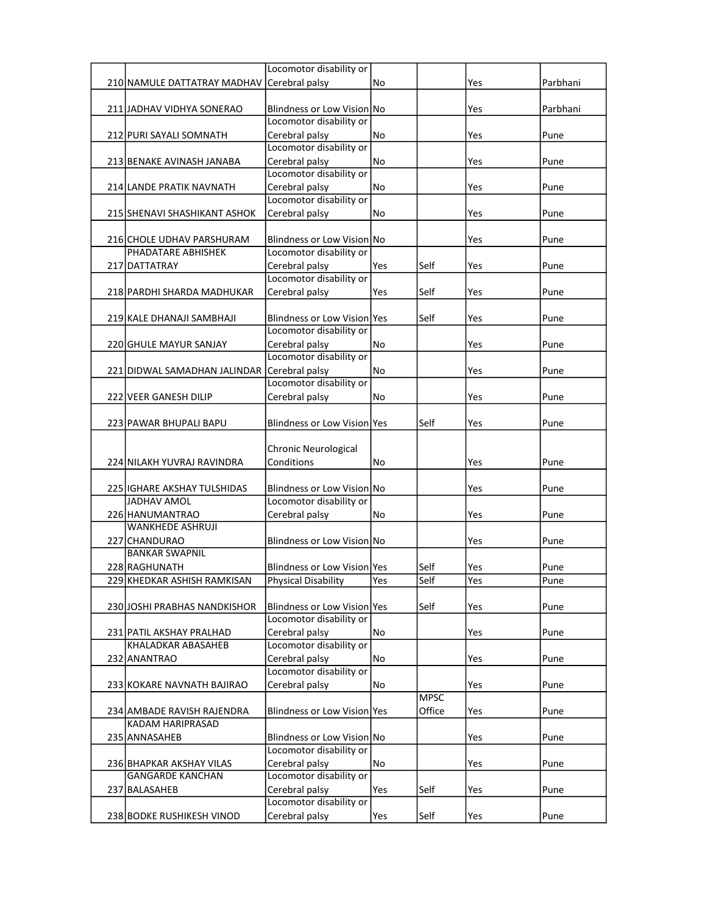| | | | | | | |
|---|---|---|---|---|---|---|
| 210 | NAMULE DATTATRAY MADHAV | Locomotor disability or Cerebral palsy | No | | Yes | Parbhani |
| 211 | JADHAV VIDHYA SONERAO | Blindness or Low Vision | No | | Yes | Parbhani |
| 212 | PURI SAYALI SOMNATH | Locomotor disability or Cerebral palsy | No | | Yes | Pune |
| 213 | BENAKE AVINASH JANABA | Locomotor disability or Cerebral palsy | No | | Yes | Pune |
| 214 | LANDE PRATIK NAVNATH | Locomotor disability or Cerebral palsy | No | | Yes | Pune |
| 215 | SHENAVI SHASHIKANT ASHOK | Locomotor disability or Cerebral palsy | No | | Yes | Pune |
| 216 | CHOLE UDHAV PARSHURAM | Blindness or Low Vision | No | | Yes | Pune |
| 217 | PHADATARE ABHISHEK DATTATRAY | Locomotor disability or Cerebral palsy | Yes | Self | Yes | Pune |
| 218 | PARDHI SHARDA MADHUKAR | Locomotor disability or Cerebral palsy | Yes | Self | Yes | Pune |
| 219 | KALE DHANAJI SAMBHAJI | Blindness or Low Vision | Yes | Self | Yes | Pune |
| 220 | GHULE MAYUR SANJAY | Locomotor disability or Cerebral palsy | No | | Yes | Pune |
| 221 | DIDWAL SAMADHAN JALINDAR | Locomotor disability or Cerebral palsy | No | | Yes | Pune |
| 222 | VEER GANESH DILIP | Locomotor disability or Cerebral palsy | No | | Yes | Pune |
| 223 | PAWAR BHUPALI BAPU | Blindness or Low Vision | Yes | Self | Yes | Pune |
| 224 | NILAKH YUVRAJ RAVINDRA | Chronic Neurological Conditions | No | | Yes | Pune |
| 225 | IGHARE AKSHAY TULSHIDAS | Blindness or Low Vision | No | | Yes | Pune |
| 226 | JADHAV AMOL HANUMANTRAO | Locomotor disability or Cerebral palsy | No | | Yes | Pune |
| 227 | WANKHEDE ASHRUJI CHANDURAO | Blindness or Low Vision | No | | Yes | Pune |
| 228 | BANKAR SWAPNIL RAGHUNATH | Blindness or Low Vision | Yes | Self | Yes | Pune |
| 229 | KHEDKAR ASHISH RAMKISAN | Physical Disability | Yes | Self | Yes | Pune |
| 230 | JOSHI PRABHAS NANDKISHOR | Blindness or Low Vision | Yes | Self | Yes | Pune |
| 231 | PATIL AKSHAY PRALHAD | Locomotor disability or Cerebral palsy | No | | Yes | Pune |
| 232 | KHALADKAR ABASAHEB ANANTRAO | Locomotor disability or Cerebral palsy | No | | Yes | Pune |
| 233 | KOKARE NAVNATH BAJIRAO | Locomotor disability or Cerebral palsy | No | | Yes | Pune |
| 234 | AMBADE RAVISH RAJENDRA | Blindness or Low Vision | Yes | MPSC Office | Yes | Pune |
| 235 | KADAM HARIPRASAD ANNASAHEB | Blindness or Low Vision | No | | Yes | Pune |
| 236 | BHAPKAR AKSHAY VILAS | Locomotor disability or Cerebral palsy | No | | Yes | Pune |
| 237 | GANGARDE KANCHAN BALASAHEB | Locomotor disability or Cerebral palsy | Yes | Self | Yes | Pune |
| 238 | BODKE RUSHIKESH VINOD | Locomotor disability or Cerebral palsy | Yes | Self | Yes | Pune |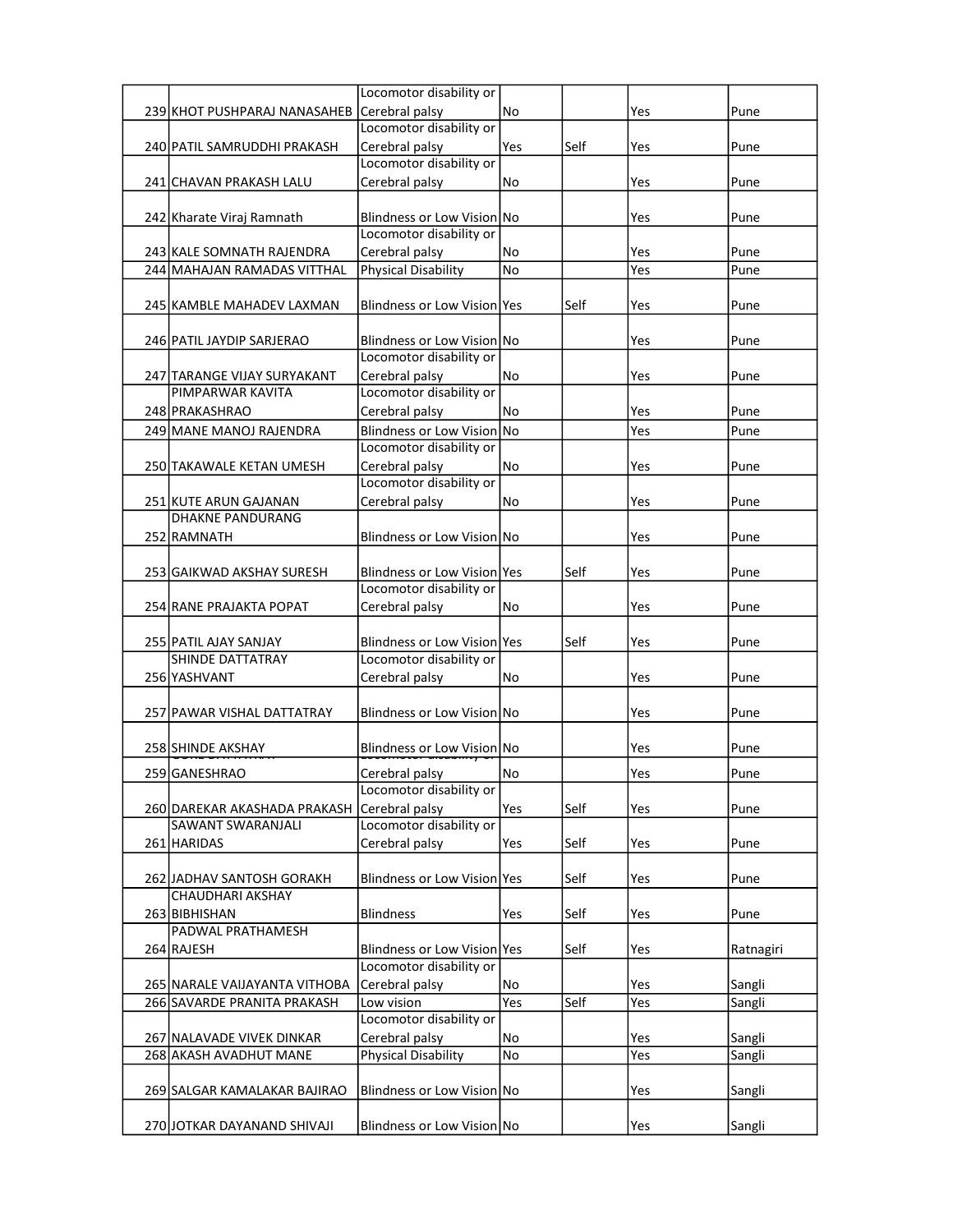| | | | | | | |
|---|---|---|---|---|---|---|
| 239 | KHOT PUSHPARAJ NANASAHEB | Locomotor disability or Cerebral palsy | No | | Yes | Pune |
| 240 | PATIL SAMRUDDHI PRAKASH | Locomotor disability or Cerebral palsy | Yes | Self | Yes | Pune |
| 241 | CHAVAN PRAKASH LALU | Locomotor disability or Cerebral palsy | No | | Yes | Pune |
| 242 | Kharate Viraj Ramnath | Blindness or Low Vision | No | | Yes | Pune |
| 243 | KALE SOMNATH RAJENDRA | Locomotor disability or Cerebral palsy | No | | Yes | Pune |
| 244 | MAHAJAN RAMADAS VITTHAL | Physical Disability | No | | Yes | Pune |
| 245 | KAMBLE MAHADEV LAXMAN | Blindness or Low Vision | Yes | Self | Yes | Pune |
| 246 | PATIL JAYDIP SARJERAO | Blindness or Low Vision | No | | Yes | Pune |
| 247 | TARANGE VIJAY SURYAKANT | Locomotor disability or Cerebral palsy | No | | Yes | Pune |
| 248 | PIMPARWAR KAVITA PRAKASHRAO | Locomotor disability or Cerebral palsy | No | | Yes | Pune |
| 249 | MANE MANOJ RAJENDRA | Blindness or Low Vision | No | | Yes | Pune |
| 250 | TAKAWALE KETAN UMESH | Locomotor disability or Cerebral palsy | No | | Yes | Pune |
| 251 | KUTE ARUN GAJANAN | Locomotor disability or Cerebral palsy | No | | Yes | Pune |
| 252 | DHAKNE PANDURANG RAMNATH | Blindness or Low Vision | No | | Yes | Pune |
| 253 | GAIKWAD AKSHAY SURESH | Blindness or Low Vision | Yes | Self | Yes | Pune |
| 254 | RANE PRAJAKTA POPAT | Locomotor disability or Cerebral palsy | No | | Yes | Pune |
| 255 | PATIL AJAY SANJAY | Blindness or Low Vision | Yes | Self | Yes | Pune |
| 256 | SHINDE DATTATRAY YASHVANT | Locomotor disability or Cerebral palsy | No | | Yes | Pune |
| 257 | PAWAR VISHAL DATTATRAY | Blindness or Low Vision | No | | Yes | Pune |
| 258 | SHINDE AKSHAY | Blindness or Low Vision | No | | Yes | Pune |
| 259 | GANESHRAO | Locomotor disability or Cerebral palsy | No | | Yes | Pune |
| 260 | DAREKAR AKASHADA PRAKASH | Locomotor disability or Cerebral palsy | Yes | Self | Yes | Pune |
| 261 | SAWANT SWARANJALI HARIDAS | Locomotor disability or Cerebral palsy | Yes | Self | Yes | Pune |
| 262 | JADHAV SANTOSH GORAKH | Blindness or Low Vision | Yes | Self | Yes | Pune |
| 263 | CHAUDHARI AKSHAY BIBHISHAN | Blindness | Yes | Self | Yes | Pune |
| 264 | PADWAL PRATHAMESH RAJESH | Blindness or Low Vision | Yes | Self | Yes | Ratnagiri |
| 265 | NARALE VAIJAYANTA VITHOBA | Locomotor disability or Cerebral palsy | No | | Yes | Sangli |
| 266 | SAVARDE PRANITA PRAKASH | Low vision | Yes | Self | Yes | Sangli |
| 267 | NALAVADE VIVEK DINKAR | Locomotor disability or Cerebral palsy | No | | Yes | Sangli |
| 268 | AKASH AVADHUT MANE | Physical Disability | No | | Yes | Sangli |
| 269 | SALGAR KAMALAKAR BAJIRAO | Blindness or Low Vision | No | | Yes | Sangli |
| 270 | JOTKAR DAYANAND SHIVAJI | Blindness or Low Vision | No | | Yes | Sangli |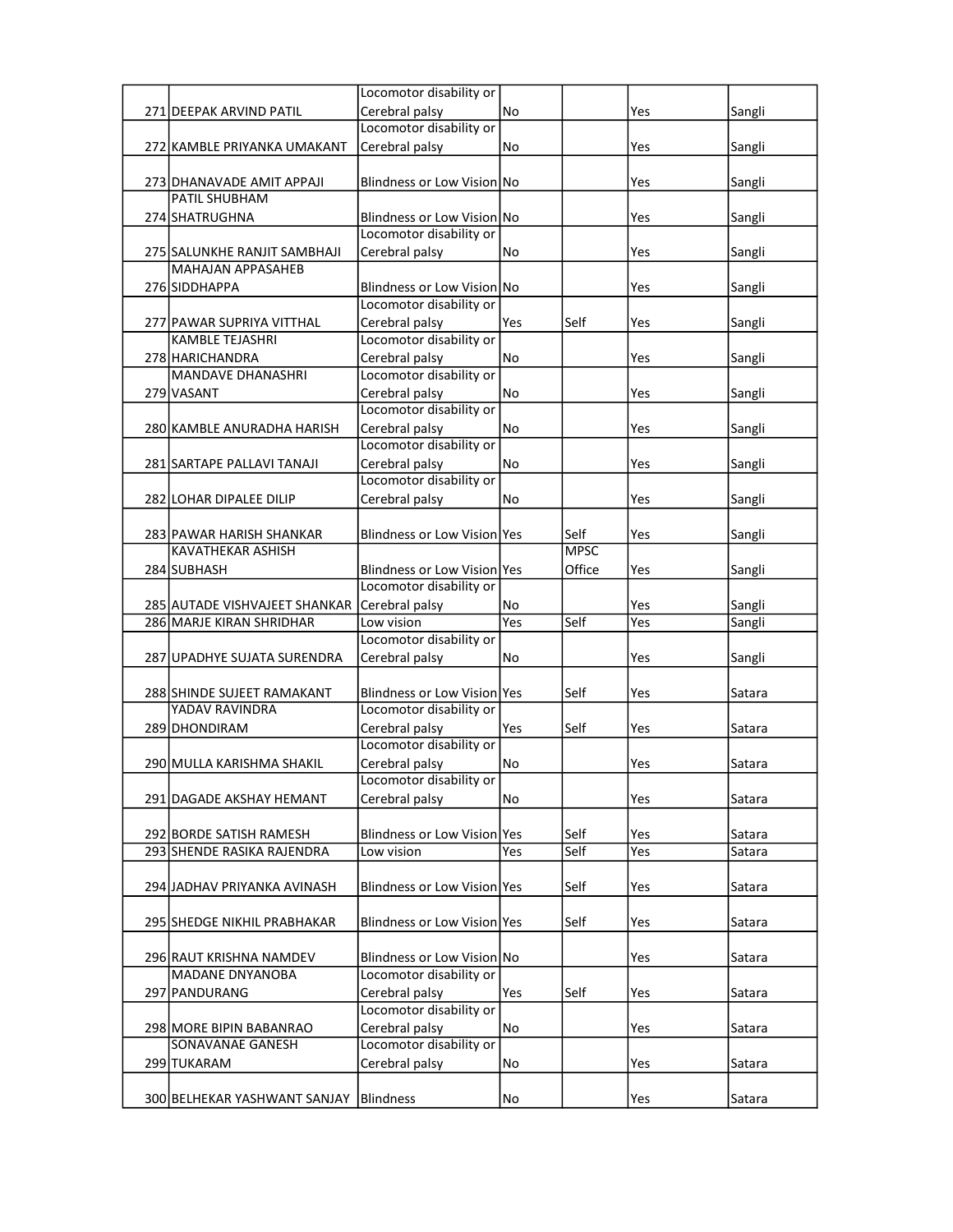| | | | | | | |
|---|---|---|---|---|---|---|
| 271 | DEEPAK ARVIND PATIL | Locomotor disability or Cerebral palsy | No | | Yes | Sangli |
| 272 | KAMBLE PRIYANKA UMAKANT | Locomotor disability or Cerebral palsy | No | | Yes | Sangli |
| 273 | DHANAVADE AMIT APPAJI | Blindness or Low Vision | No | | Yes | Sangli |
| 274 | PATIL SHUBHAM SHATRUGHNA | Blindness or Low Vision | No | | Yes | Sangli |
| 275 | SALUNKHE RANJIT SAMBHAJI | Locomotor disability or Cerebral palsy | No | | Yes | Sangli |
| 276 | MAHAJAN APPASAHEB SIDDHAPPA | Blindness or Low Vision | No | | Yes | Sangli |
| 277 | PAWAR SUPRIYA VITTHAL | Locomotor disability or Cerebral palsy | Yes | Self | Yes | Sangli |
| 278 | KAMBLE TEJASHRI HARICHANDRA | Locomotor disability or Cerebral palsy | No | | Yes | Sangli |
| 279 | MANDAVE DHANASHRI VASANT | Locomotor disability or Cerebral palsy | No | | Yes | Sangli |
| 280 | KAMBLE ANURADHA HARISH | Locomotor disability or Cerebral palsy | No | | Yes | Sangli |
| 281 | SARTAPE PALLAVI TANAJI | Locomotor disability or Cerebral palsy | No | | Yes | Sangli |
| 282 | LOHAR DIPALEE DILIP | Locomotor disability or Cerebral palsy | No | | Yes | Sangli |
| 283 | PAWAR HARISH SHANKAR | Blindness or Low Vision | Yes | Self | Yes | Sangli |
| 284 | KAVATHEKAR ASHISH SUBHASH | Blindness or Low Vision | Yes | MPSC Office | Yes | Sangli |
| 285 | AUTADE VISHVAJEET SHANKAR | Locomotor disability or Cerebral palsy | No | | Yes | Sangli |
| 286 | MARJE KIRAN SHRIDHAR | Low vision | Yes | Self | Yes | Sangli |
| 287 | UPADHYE SUJATA SURENDRA | Locomotor disability or Cerebral palsy | No | | Yes | Sangli |
| 288 | SHINDE SUJEET RAMAKANT | Blindness or Low Vision | Yes | Self | Yes | Satara |
| 289 | YADAV RAVINDRA DHONDIRAM | Locomotor disability or Cerebral palsy | Yes | Self | Yes | Satara |
| 290 | MULLA KARISHMA SHAKIL | Locomotor disability or Cerebral palsy | No | | Yes | Satara |
| 291 | DAGADE AKSHAY HEMANT | Locomotor disability or Cerebral palsy | No | | Yes | Satara |
| 292 | BORDE SATISH RAMESH | Blindness or Low Vision | Yes | Self | Yes | Satara |
| 293 | SHENDE RASIKA RAJENDRA | Low vision | Yes | Self | Yes | Satara |
| 294 | JADHAV PRIYANKA AVINASH | Blindness or Low Vision | Yes | Self | Yes | Satara |
| 295 | SHEDGE NIKHIL PRABHAKAR | Blindness or Low Vision | Yes | Self | Yes | Satara |
| 296 | RAUT KRISHNA NAMDEV | Blindness or Low Vision | No | | Yes | Satara |
| 297 | MADANE DNYANOBA PANDURANG | Locomotor disability or Cerebral palsy | Yes | Self | Yes | Satara |
| 298 | MORE BIPIN BABANRAO | Locomotor disability or Cerebral palsy | No | | Yes | Satara |
| 299 | SONAVANAE GANESH TUKARAM | Locomotor disability or Cerebral palsy | No | | Yes | Satara |
| 300 | BELHEKAR YASHWANT SANJAY | Blindness | No | | Yes | Satara |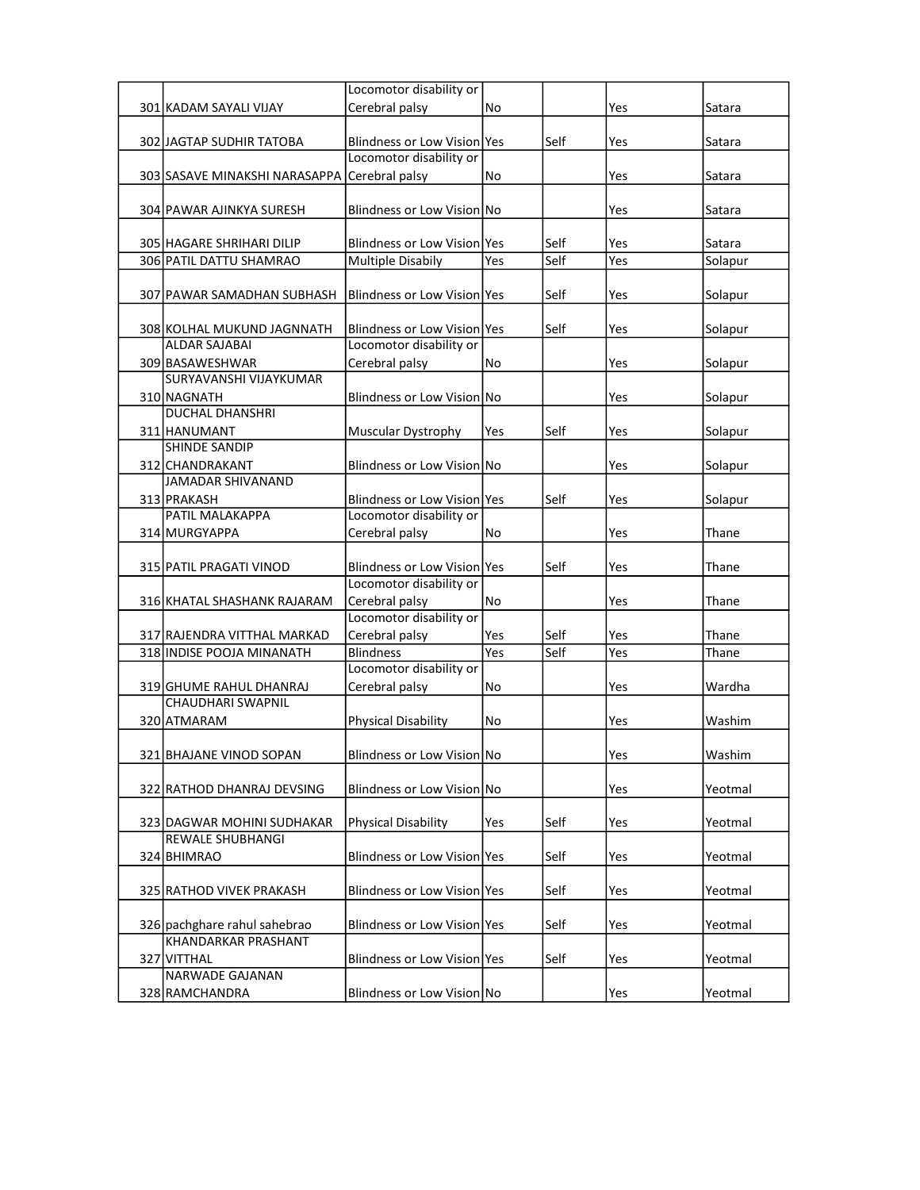| | | | | | | |
|---|---|---|---|---|---|---|
| 301 | KADAM SAYALI VIJAY | Locomotor disability or Cerebral palsy | No | | Yes | Satara |
| 302 | JAGTAP SUDHIR TATOBA | Blindness or Low Vision | Yes | Self | Yes | Satara |
| 303 | SASAVE MINAKSHI NARASAPPA | Locomotor disability or Cerebral palsy | No | | Yes | Satara |
| 304 | PAWAR AJINKYA SURESH | Blindness or Low Vision | No | | Yes | Satara |
| 305 | HAGARE SHRIHARI DILIP | Blindness or Low Vision | Yes | Self | Yes | Satara |
| 306 | PATIL DATTU SHAMRAO | Multiple Disabily | Yes | Self | Yes | Solapur |
| 307 | PAWAR SAMADHAN SUBHASH | Blindness or Low Vision | Yes | Self | Yes | Solapur |
| 308 | KOLHAL MUKUND JAGNNATH | Blindness or Low Vision | Yes | Self | Yes | Solapur |
| 309 | ALDAR SAJABAI BASAWESHWAR | Locomotor disability or Cerebral palsy | No | | Yes | Solapur |
| 310 | SURYAVANSHI VIJAYKUMAR NAGNATH | Blindness or Low Vision | No | | Yes | Solapur |
| 311 | DUCHAL DHANSHRI HANUMANT | Muscular Dystrophy | Yes | Self | Yes | Solapur |
| 312 | SHINDE SANDIP CHANDRAKANT | Blindness or Low Vision | No | | Yes | Solapur |
| 313 | JAMADAR SHIVANAND PRAKASH | Blindness or Low Vision | Yes | Self | Yes | Solapur |
| 314 | PATIL MALAKAPPA MURGYAPPA | Locomotor disability or Cerebral palsy | No | | Yes | Thane |
| 315 | PATIL PRAGATI VINOD | Blindness or Low Vision | Yes | Self | Yes | Thane |
| 316 | KHATAL SHASHANK RAJARAM | Locomotor disability or Cerebral palsy | No | | Yes | Thane |
| 317 | RAJENDRA VITTHAL MARKAD | Locomotor disability or Cerebral palsy | Yes | Self | Yes | Thane |
| 318 | INDISE POOJA MINANATH | Blindness | Yes | Self | Yes | Thane |
| 319 | GHUME RAHUL DHANRAJ | Locomotor disability or Cerebral palsy | No | | Yes | Wardha |
| 320 | CHAUDHARI SWAPNIL ATMARAM | Physical Disability | No | | Yes | Washim |
| 321 | BHAJANE VINOD SOPAN | Blindness or Low Vision | No | | Yes | Washim |
| 322 | RATHOD DHANRAJ DEVSING | Blindness or Low Vision | No | | Yes | Yeotmal |
| 323 | DAGWAR MOHINI SUDHAKAR | Physical Disability | Yes | Self | Yes | Yeotmal |
| 324 | REWALE SHUBHANGI BHIMRAO | Blindness or Low Vision | Yes | Self | Yes | Yeotmal |
| 325 | RATHOD VIVEK PRAKASH | Blindness or Low Vision | Yes | Self | Yes | Yeotmal |
| 326 | pachghare rahul sahebrao | Blindness or Low Vision | Yes | Self | Yes | Yeotmal |
| 327 | KHANDARKAR PRASHANT VITTHAL | Blindness or Low Vision | Yes | Self | Yes | Yeotmal |
| 328 | NARWADE GAJANAN RAMCHANDRA | Blindness or Low Vision | No | | Yes | Yeotmal |